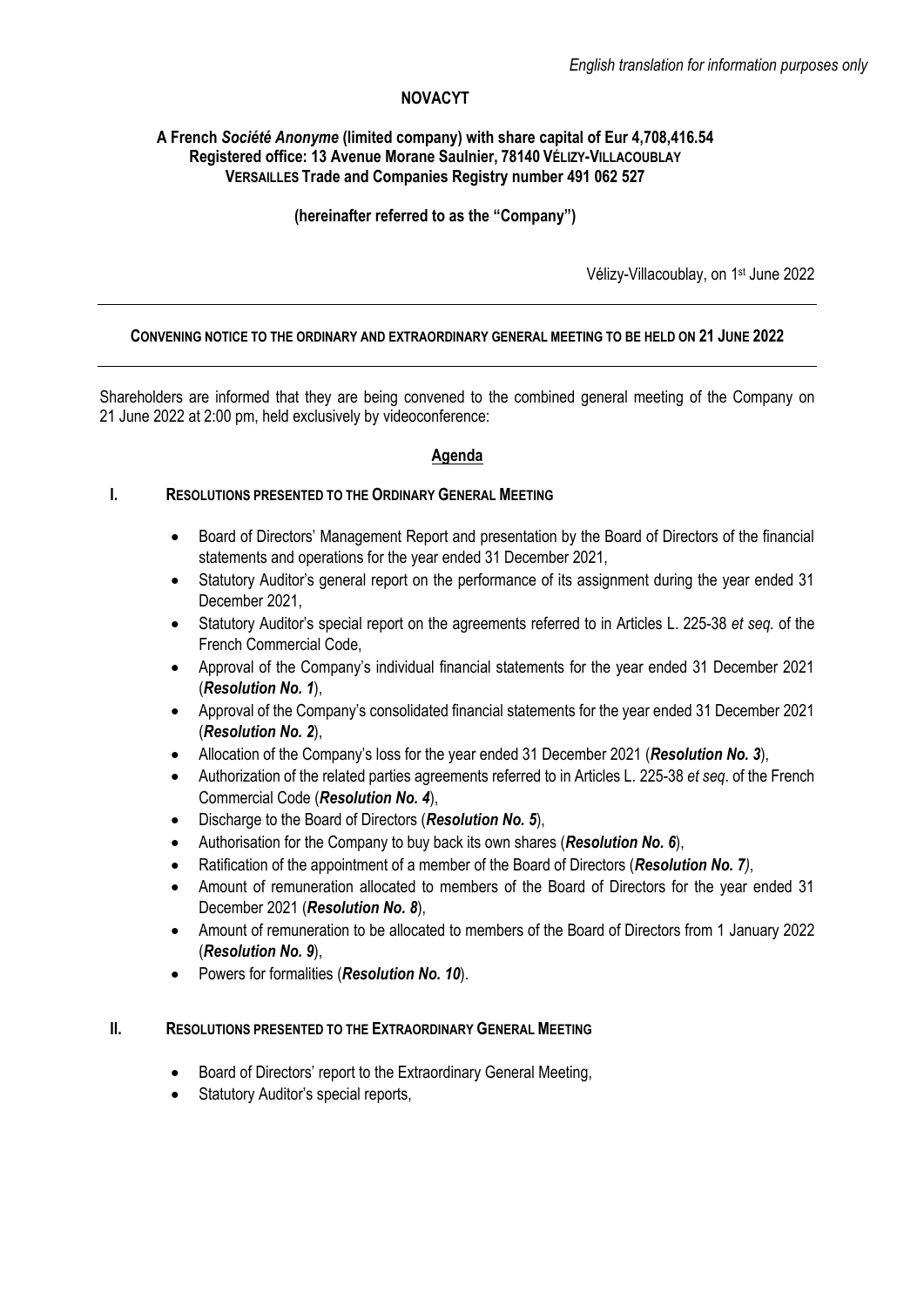*English translation for information purposes only*

**NOVACYT**

**A French *Société Anonyme* (limited company) with share capital of Eur 4,708,416.54**
**Registered office: 13 Avenue Morane Saulnier, 78140 VÉLIZY-VILLACOUBLAY**
**VERSAILLES Trade and Companies Registry number 491 062 527**

**(hereinafter referred to as the "Company")**

Vélizy-Villacoublay, on 1st June 2022

---

**CONVENING NOTICE TO THE ORDINARY AND EXTRAORDINARY GENERAL MEETING TO BE HELD ON 21 JUNE 2022**

---

Shareholders are informed that they are being convened to the combined general meeting of the Company on 21 June 2022 at 2:00 pm, held exclusively by videoconference:

**Agenda**

**I. RESOLUTIONS PRESENTED TO THE ORDINARY GENERAL MEETING**

- Board of Directors' Management Report and presentation by the Board of Directors of the financial statements and operations for the year ended 31 December 2021,
- Statutory Auditor's general report on the performance of its assignment during the year ended 31 December 2021,
- Statutory Auditor's special report on the agreements referred to in Articles L. 225-38 *et seq.* of the French Commercial Code,
- Approval of the Company's individual financial statements for the year ended 31 December 2021 (***Resolution No. 1***),
- Approval of the Company's consolidated financial statements for the year ended 31 December 2021 (***Resolution No. 2***),
- Allocation of the Company's loss for the year ended 31 December 2021 (***Resolution No. 3***),
- Authorization of the related parties agreements referred to in Articles L. 225-38 *et seq*. of the French Commercial Code (***Resolution No. 4***),
- Discharge to the Board of Directors (***Resolution No. 5***),
- Authorisation for the Company to buy back its own shares (***Resolution No. 6***),
- Ratification of the appointment of a member of the Board of Directors (***Resolution No. 7***),
- Amount of remuneration allocated to members of the Board of Directors for the year ended 31 December 2021 (***Resolution No. 8***),
- Amount of remuneration to be allocated to members of the Board of Directors from 1 January 2022 (***Resolution No. 9***),
- Powers for formalities (***Resolution No. 10***).

**II. RESOLUTIONS PRESENTED TO THE EXTRAORDINARY GENERAL MEETING**

- Board of Directors' report to the Extraordinary General Meeting,
- Statutory Auditor's special reports,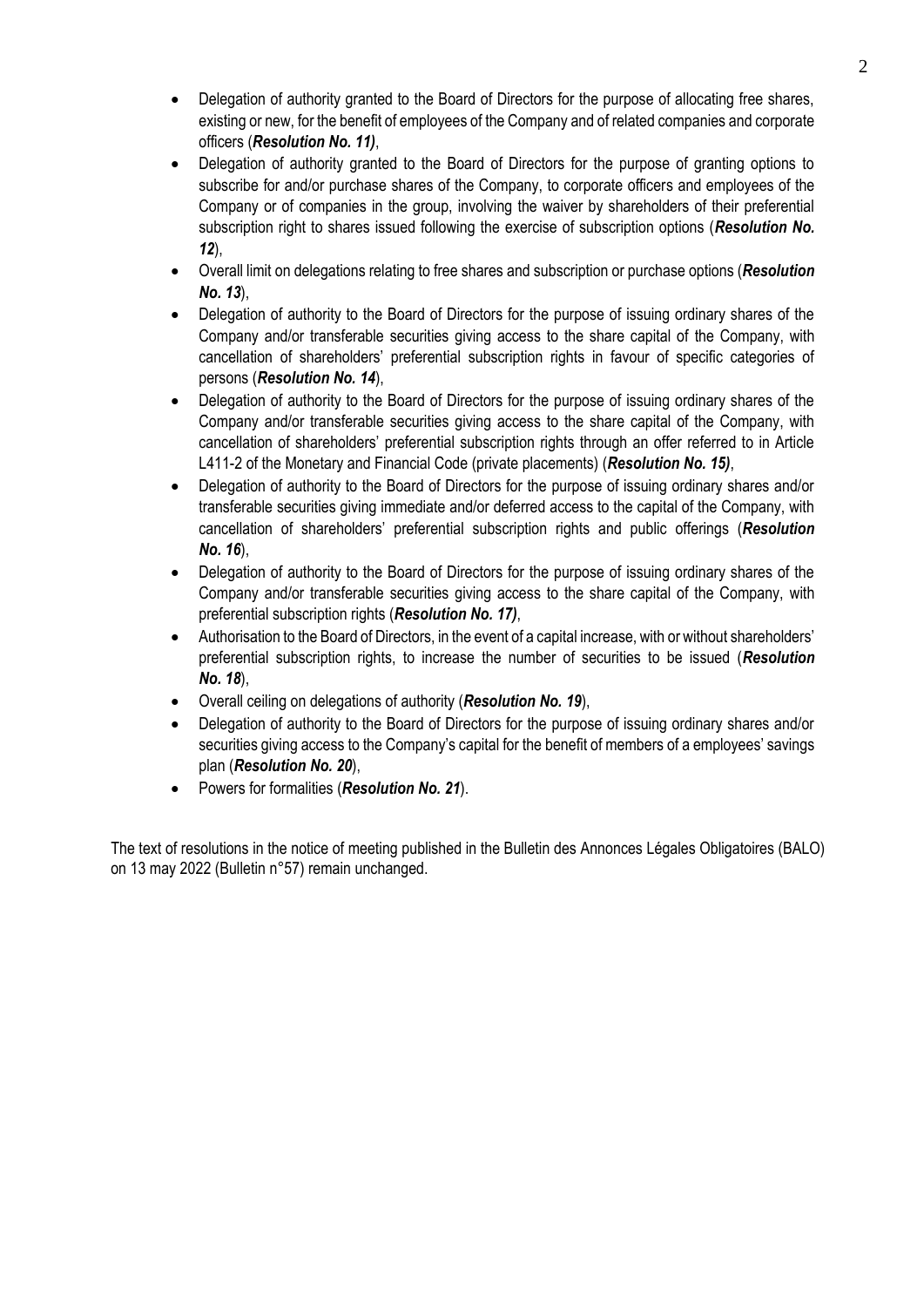- Delegation of authority granted to the Board of Directors for the purpose of allocating free shares, existing or new, for the benefit of employees of the Company and of related companies and corporate officers (***Resolution No. 11)***,
- Delegation of authority granted to the Board of Directors for the purpose of granting options to subscribe for and/or purchase shares of the Company, to corporate officers and employees of the Company or of companies in the group, involving the waiver by shareholders of their preferential subscription right to shares issued following the exercise of subscription options (***Resolution No. 12***),
- Overall limit on delegations relating to free shares and subscription or purchase options (***Resolution No. 13***),
- Delegation of authority to the Board of Directors for the purpose of issuing ordinary shares of the Company and/or transferable securities giving access to the share capital of the Company, with cancellation of shareholders' preferential subscription rights in favour of specific categories of persons (***Resolution No. 14***),
- Delegation of authority to the Board of Directors for the purpose of issuing ordinary shares of the Company and/or transferable securities giving access to the share capital of the Company, with cancellation of shareholders' preferential subscription rights through an offer referred to in Article L411-2 of the Monetary and Financial Code (private placements) (***Resolution No. 15)***,
- Delegation of authority to the Board of Directors for the purpose of issuing ordinary shares and/or transferable securities giving immediate and/or deferred access to the capital of the Company, with cancellation of shareholders' preferential subscription rights and public offerings (***Resolution No. 16***),
- Delegation of authority to the Board of Directors for the purpose of issuing ordinary shares of the Company and/or transferable securities giving access to the share capital of the Company, with preferential subscription rights (***Resolution No. 17)***,
- Authorisation to the Board of Directors, in the event of a capital increase, with or without shareholders' preferential subscription rights, to increase the number of securities to be issued (***Resolution No. 18***),
- Overall ceiling on delegations of authority (***Resolution No. 19***),
- Delegation of authority to the Board of Directors for the purpose of issuing ordinary shares and/or securities giving access to the Company's capital for the benefit of members of a employees' savings plan (***Resolution No. 20***),
- Powers for formalities (***Resolution No. 21***).

The text of resolutions in the notice of meeting published in the Bulletin des Annonces Légales Obligatoires (BALO) on 13 may 2022 (Bulletin n°57) remain unchanged.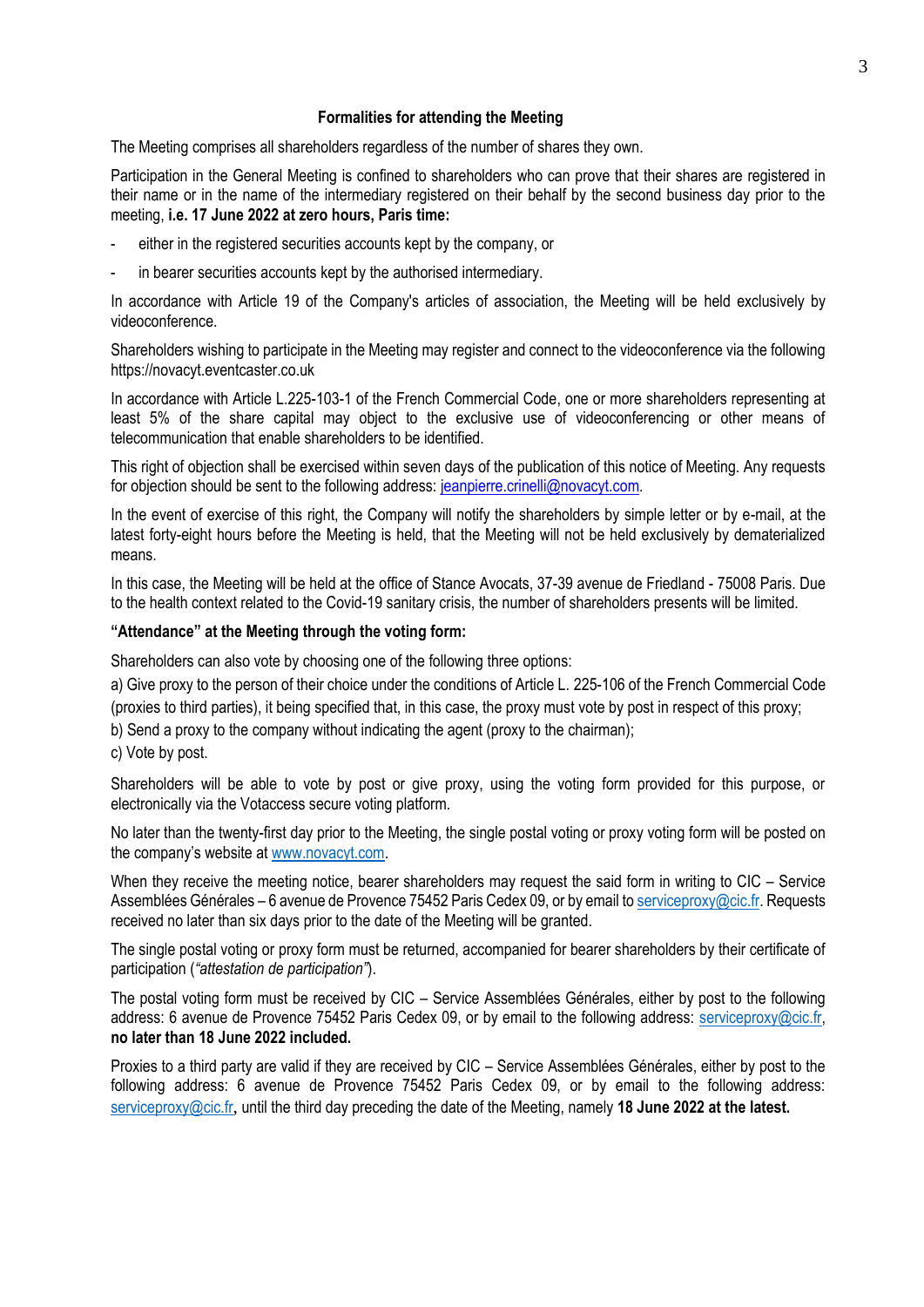## Formalities for attending the Meeting

The Meeting comprises all shareholders regardless of the number of shares they own.

Participation in the General Meeting is confined to shareholders who can prove that their shares are registered in their name or in the name of the intermediary registered on their behalf by the second business day prior to the meeting, **i.e. 17 June 2022 at zero hours, Paris time:**

- either in the registered securities accounts kept by the company, or
- in bearer securities accounts kept by the authorised intermediary.

In accordance with Article 19 of the Company's articles of association, the Meeting will be held exclusively by videoconference.

Shareholders wishing to participate in the Meeting may register and connect to the videoconference via the following https://novacyt.eventcaster.co.uk

In accordance with Article L.225-103-1 of the French Commercial Code, one or more shareholders representing at least 5% of the share capital may object to the exclusive use of videoconferencing or other means of telecommunication that enable shareholders to be identified.

This right of objection shall be exercised within seven days of the publication of this notice of Meeting. Any requests for objection should be sent to the following address: jeanpierre.crinelli@novacyt.com.

In the event of exercise of this right, the Company will notify the shareholders by simple letter or by e-mail, at the latest forty-eight hours before the Meeting is held, that the Meeting will not be held exclusively by dematerialized means.

In this case, the Meeting will be held at the office of Stance Avocats, 37-39 avenue de Friedland - 75008 Paris. Due to the health context related to the Covid-19 sanitary crisis, the number of shareholders presents will be limited.

**"Attendance" at the Meeting through the voting form:**

Shareholders can also vote by choosing one of the following three options:

a) Give proxy to the person of their choice under the conditions of Article L. 225-106 of the French Commercial Code (proxies to third parties), it being specified that, in this case, the proxy must vote by post in respect of this proxy;

b) Send a proxy to the company without indicating the agent (proxy to the chairman);

c) Vote by post.

Shareholders will be able to vote by post or give proxy, using the voting form provided for this purpose, or electronically via the Votaccess secure voting platform.

No later than the twenty-first day prior to the Meeting, the single postal voting or proxy voting form will be posted on the company's website at www.novacyt.com.

When they receive the meeting notice, bearer shareholders may request the said form in writing to CIC – Service Assemblées Générales – 6 avenue de Provence 75452 Paris Cedex 09, or by email to serviceproxy@cic.fr. Requests received no later than six days prior to the date of the Meeting will be granted.

The single postal voting or proxy form must be returned, accompanied for bearer shareholders by their certificate of participation (*"attestation de participation"*).

The postal voting form must be received by CIC – Service Assemblées Générales, either by post to the following address: 6 avenue de Provence 75452 Paris Cedex 09, or by email to the following address: serviceproxy@cic.fr, **no later than 18 June 2022 included.**

Proxies to a third party are valid if they are received by CIC – Service Assemblées Générales, either by post to the following address: 6 avenue de Provence 75452 Paris Cedex 09, or by email to the following address: serviceproxy@cic.fr**,** until the third day preceding the date of the Meeting, namely **18 June 2022 at the latest.**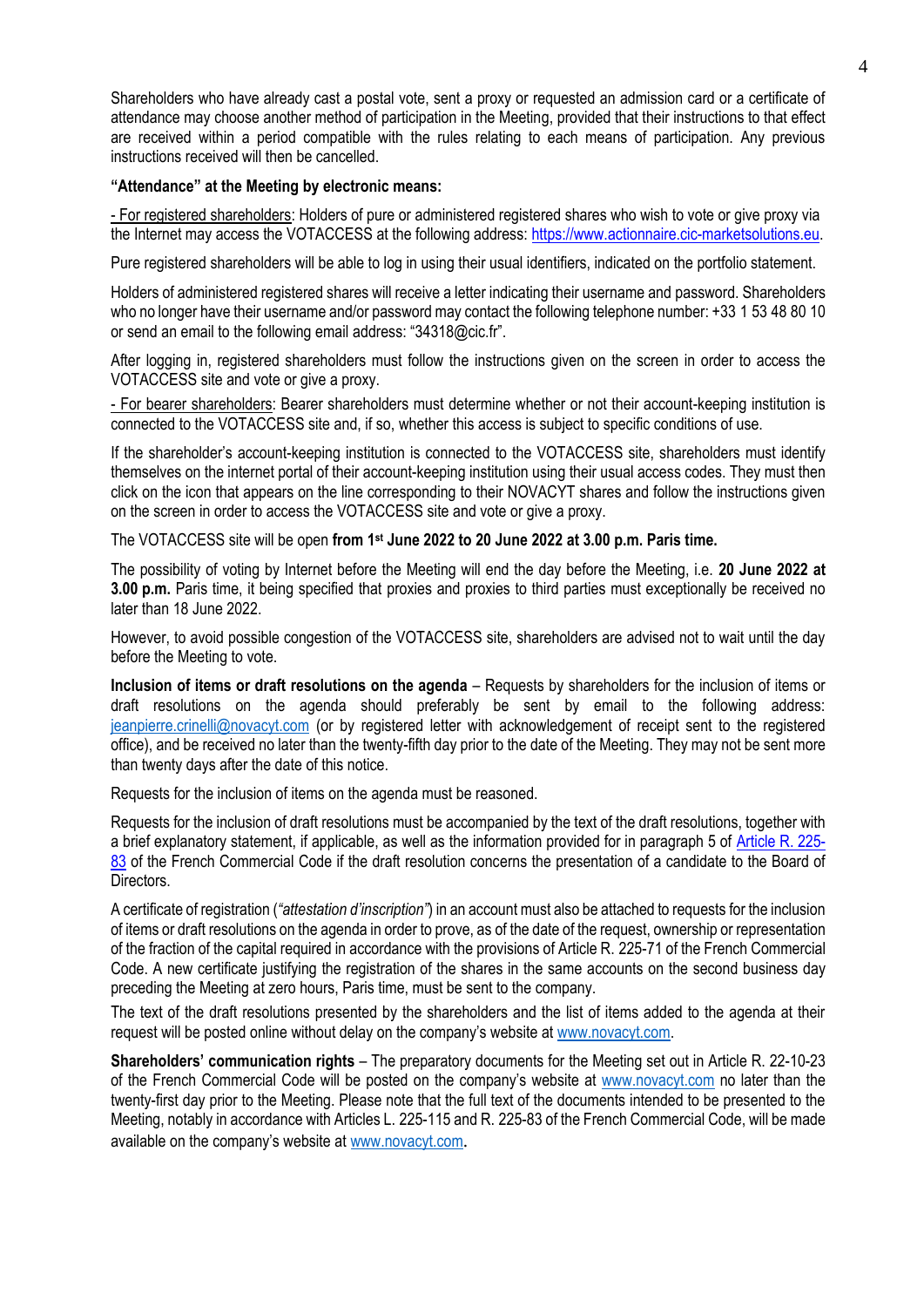Shareholders who have already cast a postal vote, sent a proxy or requested an admission card or a certificate of attendance may choose another method of participation in the Meeting, provided that their instructions to that effect are received within a period compatible with the rules relating to each means of participation. Any previous instructions received will then be cancelled.

**"Attendance" at the Meeting by electronic means:**

- For registered shareholders: Holders of pure or administered registered shares who wish to vote or give proxy via the Internet may access the VOTACCESS at the following address: https://www.actionnaire.cic-marketsolutions.eu.

Pure registered shareholders will be able to log in using their usual identifiers, indicated on the portfolio statement.

Holders of administered registered shares will receive a letter indicating their username and password. Shareholders who no longer have their username and/or password may contact the following telephone number: +33 1 53 48 80 10 or send an email to the following email address: "34318@cic.fr".

After logging in, registered shareholders must follow the instructions given on the screen in order to access the VOTACCESS site and vote or give a proxy.

- For bearer shareholders: Bearer shareholders must determine whether or not their account-keeping institution is connected to the VOTACCESS site and, if so, whether this access is subject to specific conditions of use.

If the shareholder's account-keeping institution is connected to the VOTACCESS site, shareholders must identify themselves on the internet portal of their account-keeping institution using their usual access codes. They must then click on the icon that appears on the line corresponding to their NOVACYT shares and follow the instructions given on the screen in order to access the VOTACCESS site and vote or give a proxy.

The VOTACCESS site will be open **from 1st June 2022 to 20 June 2022 at 3.00 p.m. Paris time.**

The possibility of voting by Internet before the Meeting will end the day before the Meeting, i.e. **20 June 2022 at 3.00 p.m.** Paris time, it being specified that proxies and proxies to third parties must exceptionally be received no later than 18 June 2022.

However, to avoid possible congestion of the VOTACCESS site, shareholders are advised not to wait until the day before the Meeting to vote.

**Inclusion of items or draft resolutions on the agenda** – Requests by shareholders for the inclusion of items or draft resolutions on the agenda should preferably be sent by email to the following address: jeanpierre.crinelli@novacyt.com (or by registered letter with acknowledgement of receipt sent to the registered office), and be received no later than the twenty-fifth day prior to the date of the Meeting. They may not be sent more than twenty days after the date of this notice.

Requests for the inclusion of items on the agenda must be reasoned.

Requests for the inclusion of draft resolutions must be accompanied by the text of the draft resolutions, together with a brief explanatory statement, if applicable, as well as the information provided for in paragraph 5 of Article R. 225-83 of the French Commercial Code if the draft resolution concerns the presentation of a candidate to the Board of Directors.

A certificate of registration (*"attestation d'inscription"*) in an account must also be attached to requests for the inclusion of items or draft resolutions on the agenda in order to prove, as of the date of the request, ownership or representation of the fraction of the capital required in accordance with the provisions of Article R. 225-71 of the French Commercial Code. A new certificate justifying the registration of the shares in the same accounts on the second business day preceding the Meeting at zero hours, Paris time, must be sent to the company.

The text of the draft resolutions presented by the shareholders and the list of items added to the agenda at their request will be posted online without delay on the company's website at www.novacyt.com.

**Shareholders' communication rights** – The preparatory documents for the Meeting set out in Article R. 22-10-23 of the French Commercial Code will be posted on the company's website at www.novacyt.com no later than the twenty-first day prior to the Meeting. Please note that the full text of the documents intended to be presented to the Meeting, notably in accordance with Articles L. 225-115 and R. 225-83 of the French Commercial Code, will be made available on the company's website at www.novacyt.com.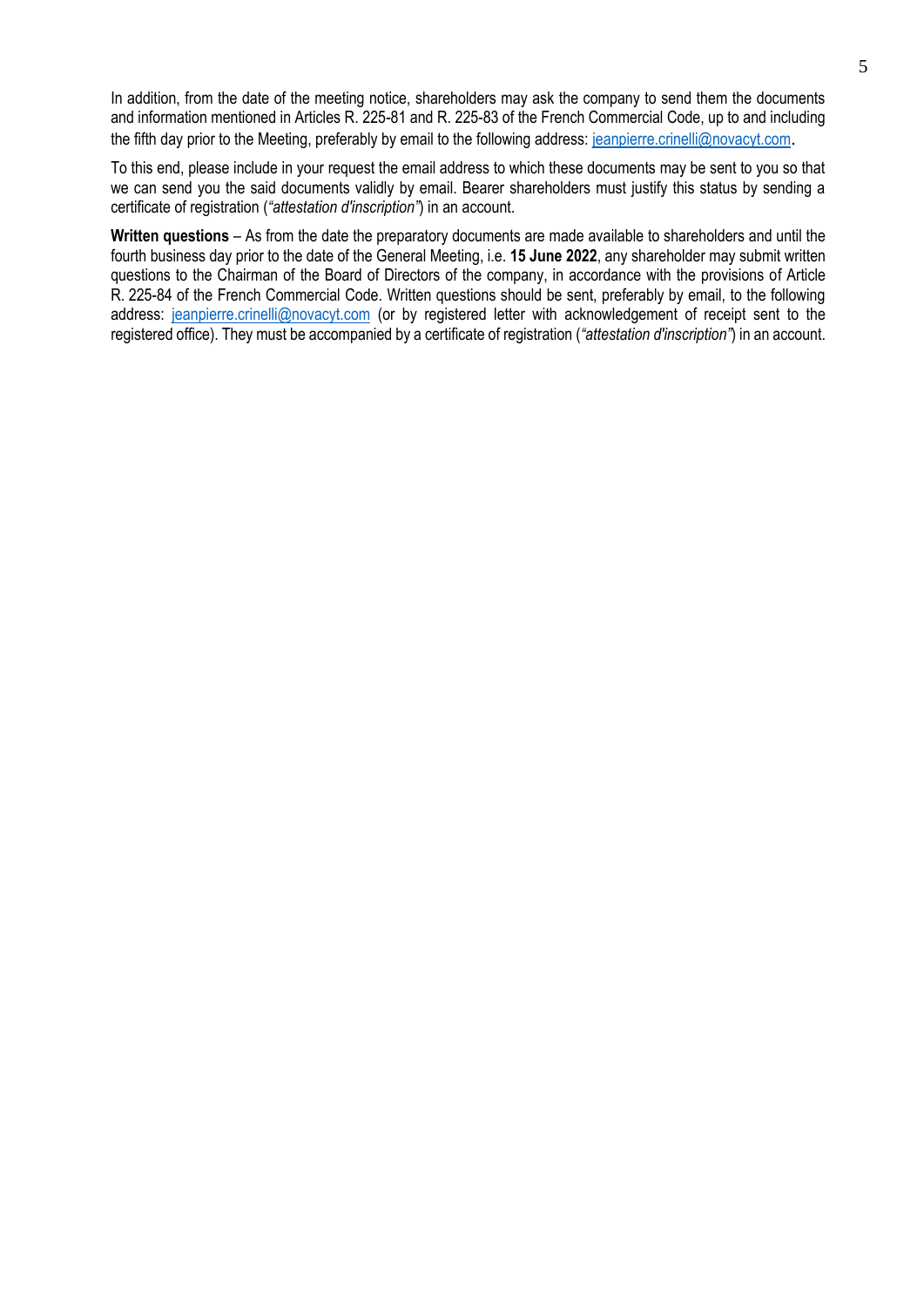In addition, from the date of the meeting notice, shareholders may ask the company to send them the documents and information mentioned in Articles R. 225-81 and R. 225-83 of the French Commercial Code, up to and including the fifth day prior to the Meeting, preferably by email to the following address: jeanpierre.crinelli@novacyt.com.

To this end, please include in your request the email address to which these documents may be sent to you so that we can send you the said documents validly by email. Bearer shareholders must justify this status by sending a certificate of registration (*"attestation d'inscription"*) in an account.

**Written questions** – As from the date the preparatory documents are made available to shareholders and until the fourth business day prior to the date of the General Meeting, i.e. **15 June 2022**, any shareholder may submit written questions to the Chairman of the Board of Directors of the company, in accordance with the provisions of Article R. 225-84 of the French Commercial Code. Written questions should be sent, preferably by email, to the following address: jeanpierre.crinelli@novacyt.com (or by registered letter with acknowledgement of receipt sent to the registered office). They must be accompanied by a certificate of registration (*"attestation d'inscription"*) in an account.